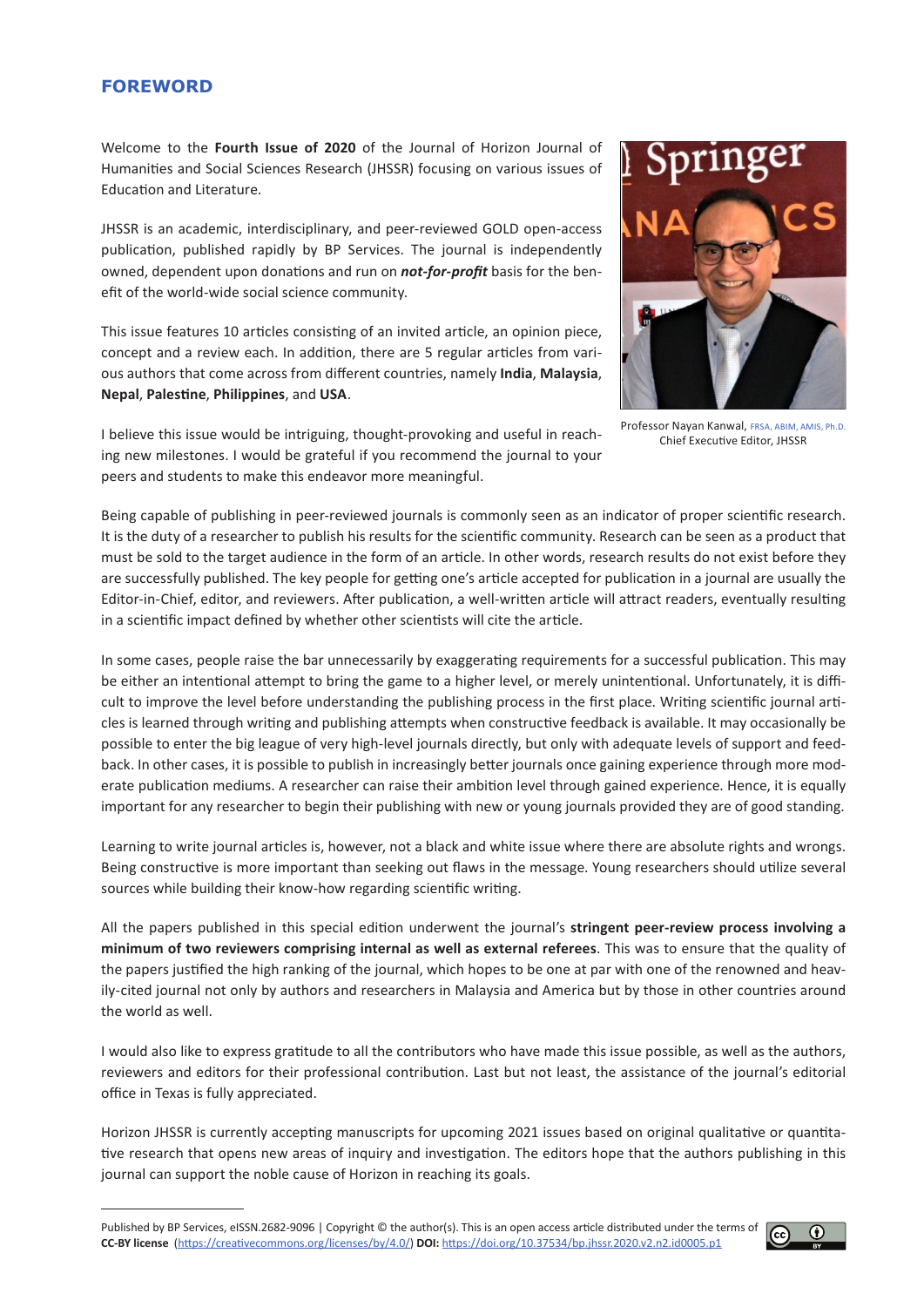# FOREWORD

Welcome to the **Fourth Issue of 2020** of the Journal of Horizon Journal of Humanities and Social Sciences Research (JHSSR) focusing on various issues of Education and Literature.

JHSSR is an academic, interdisciplinary, and peer-reviewed GOLD open-access publication, published rapidly by BP Services. The journal is independently owned, dependent upon donations and run on ***not-for-profit*** basis for the benefit of the world-wide social science community.

This issue features 10 articles consisting of an invited article, an opinion piece, concept and a review each. In addition, there are 5 regular articles from various authors that come across from different countries, namely **India**, **Malaysia**, **Nepal**, **Palestine**, **Philippines**, and **USA**.

I believe this issue would be intriguing, thought-provoking and useful in reaching new milestones. I would be grateful if you recommend the journal to your peers and students to make this endeavor more meaningful.

Professor Nayan Kanwal, FRSA, ABIM, AMIS, Ph.D.
Chief Executive Editor, JHSSR

Being capable of publishing in peer-reviewed journals is commonly seen as an indicator of proper scientific research. It is the duty of a researcher to publish his results for the scientific community. Research can be seen as a product that must be sold to the target audience in the form of an article. In other words, research results do not exist before they are successfully published. The key people for getting one's article accepted for publication in a journal are usually the Editor-in-Chief, editor, and reviewers. After publication, a well-written article will attract readers, eventually resulting in a scientific impact defined by whether other scientists will cite the article.

In some cases, people raise the bar unnecessarily by exaggerating requirements for a successful publication. This may be either an intentional attempt to bring the game to a higher level, or merely unintentional. Unfortunately, it is difficult to improve the level before understanding the publishing process in the first place. Writing scientific journal articles is learned through writing and publishing attempts when constructive feedback is available. It may occasionally be possible to enter the big league of very high-level journals directly, but only with adequate levels of support and feedback. In other cases, it is possible to publish in increasingly better journals once gaining experience through more moderate publication mediums. A researcher can raise their ambition level through gained experience. Hence, it is equally important for any researcher to begin their publishing with new or young journals provided they are of good standing.

Learning to write journal articles is, however, not a black and white issue where there are absolute rights and wrongs. Being constructive is more important than seeking out flaws in the message. Young researchers should utilize several sources while building their know-how regarding scientific writing.

All the papers published in this special edition underwent the journal's **stringent peer-review process involving a minimum of two reviewers comprising internal as well as external referees**. This was to ensure that the quality of the papers justified the high ranking of the journal, which hopes to be one at par with one of the renowned and heavily-cited journal not only by authors and researchers in Malaysia and America but by those in other countries around the world as well.

I would also like to express gratitude to all the contributors who have made this issue possible, as well as the authors, reviewers and editors for their professional contribution. Last but not least, the assistance of the journal's editorial office in Texas is fully appreciated.

Horizon JHSSR is currently accepting manuscripts for upcoming 2021 issues based on original qualitative or quantitative research that opens new areas of inquiry and investigation. The editors hope that the authors publishing in this journal can support the noble cause of Horizon in reaching its goals.

---

Published by BP Services, eISSN.2682-9096 | Copyright © the author(s). This is an open access article distributed under the terms of **CC-BY license** (https://creativecommons.org/licenses/by/4.0/) **DOI:** https://doi.org/10.37534/bp.jhssr.2020.v2.n2.id0005.p1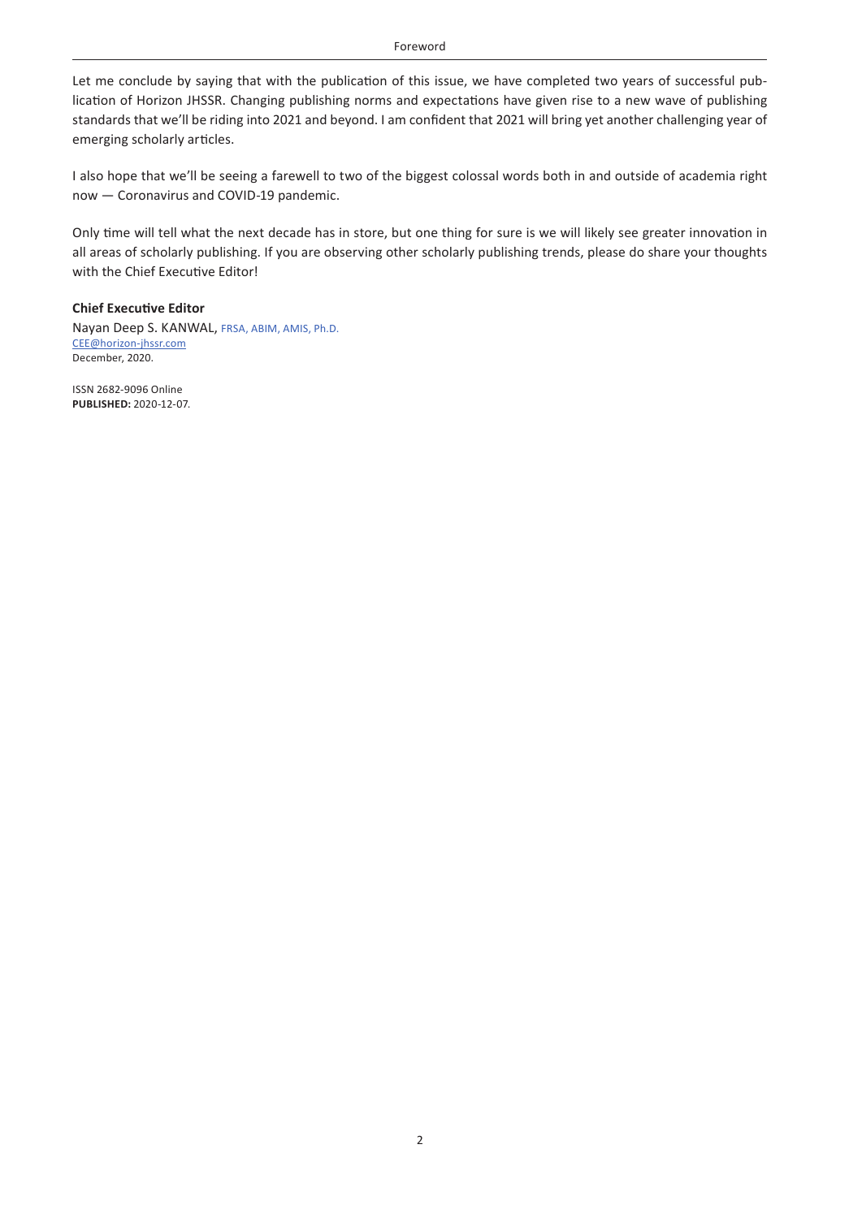Let me conclude by saying that with the publication of this issue, we have completed two years of successful publication of Horizon JHSSR. Changing publishing norms and expectations have given rise to a new wave of publishing standards that we'll be riding into 2021 and beyond. I am confident that 2021 will bring yet another challenging year of emerging scholarly articles.

I also hope that we'll be seeing a farewell to two of the biggest colossal words both in and outside of academia right now — Coronavirus and COVID-19 pandemic.

Only time will tell what the next decade has in store, but one thing for sure is we will likely see greater innovation in all areas of scholarly publishing. If you are observing other scholarly publishing trends, please do share your thoughts with the Chief Executive Editor!

**Chief Executive Editor**

Nayan Deep S. KANWAL, FRSA, ABIM, AMIS, Ph.D.
CEE@horizon-jhssr.com
December, 2020.

ISSN 2682-9096 Online
**PUBLISHED:** 2020-12-07.